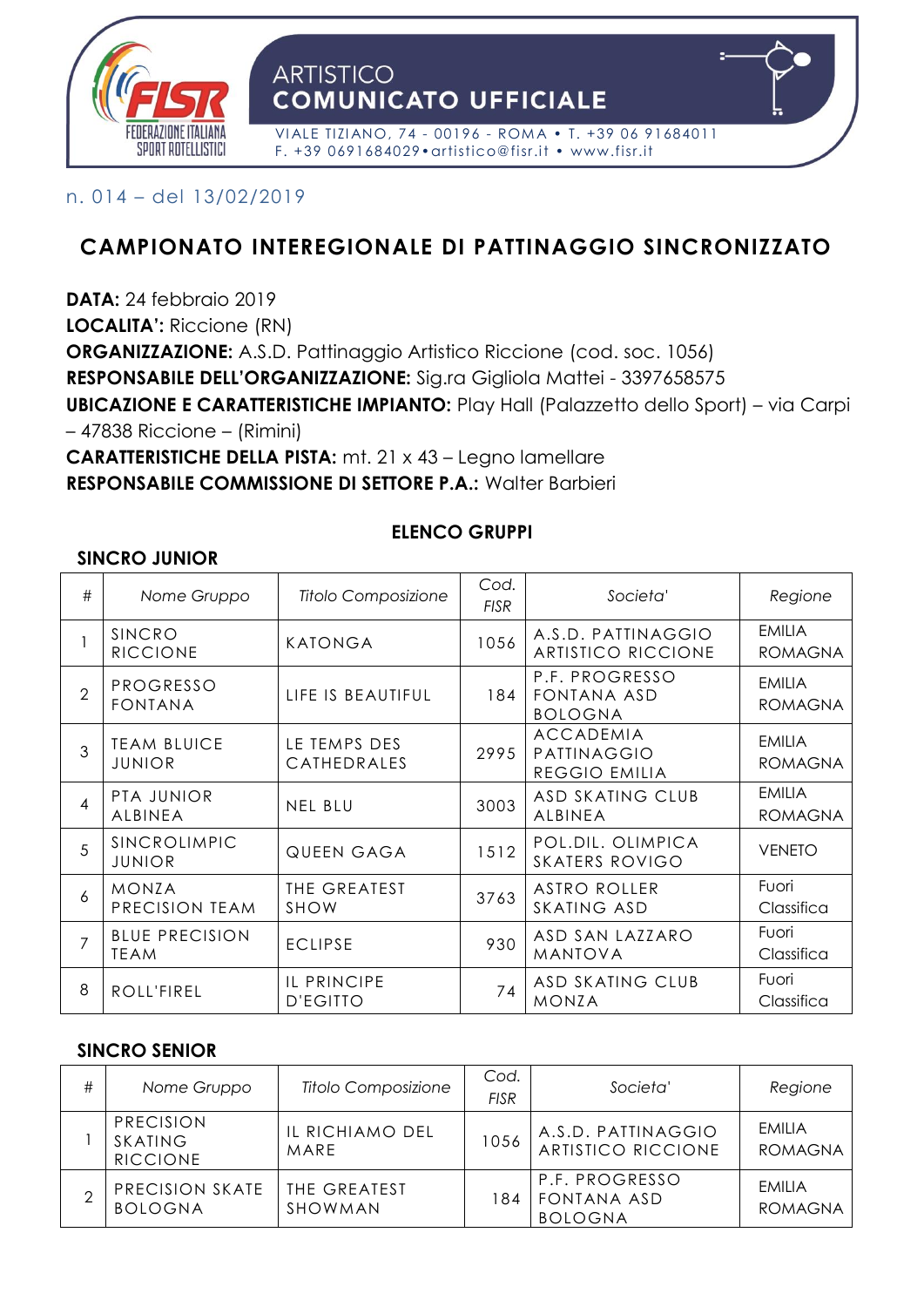ARTISTICO
**COMUNICATO UFFICIALE**

VIALE TIZIANO, 74 - 00196 - ROMA • T. +39 06 91684011
F. +39 0691684029 • artistico@fisr.it • www.fisr.it

n. 014 – del 13/02/2019

# CAMPIONATO INTEREGIONALE DI PATTINAGGIO SINCRONIZZATO

**DATA:** 24 febbraio 2019
**LOCALITA':** Riccione (RN)
**ORGANIZZAZIONE:** A.S.D. Pattinaggio Artistico Riccione (cod. soc. 1056)
**RESPONSABILE DELL'ORGANIZZAZIONE:** Sig.ra Gigliola Mattei - 3397658575
**UBICAZIONE E CARATTERISTICHE IMPIANTO:** Play Hall (Palazzetto dello Sport) – via Carpi – 47838 Riccione – (Rimini)
**CARATTERISTICHE DELLA PISTA:** mt. 21 x 43 – Legno lamellare
**RESPONSABILE COMMISSIONE DI SETTORE P.A.:** Walter Barbieri

## ELENCO GRUPPI

### SINCRO JUNIOR

| # | *Nome Gruppo* | *Titolo Composizione* | *Cod. FISR* | *Societa'* | *Regione* |
|---|---|---|---|---|---|
| 1 | SINCRO RICCIONE | KATONGA | 1056 | A.S.D. PATTINAGGIO ARTISTICO RICCIONE | EMILIA ROMAGNA |
| 2 | PROGRESSO FONTANA | LIFE IS BEAUTIFUL | 184 | P.F. PROGRESSO FONTANA ASD BOLOGNA | EMILIA ROMAGNA |
| 3 | TEAM BLUICE JUNIOR | LE TEMPS DES CATHEDRALES | 2995 | ACCADEMIA PATTINAGGIO REGGIO EMILIA | EMILIA ROMAGNA |
| 4 | PTA JUNIOR ALBINEA | NEL BLU | 3003 | ASD SKATING CLUB ALBINEA | EMILIA ROMAGNA |
| 5 | SINCROLIMPIC JUNIOR | QUEEN GAGA | 1512 | POL.DIL. OLIMPICA SKATERS ROVIGO | VENETO |
| 6 | MONZA PRECISION TEAM | THE GREATEST SHOW | 3763 | ASTRO ROLLER SKATING ASD | Fuori Classifica |
| 7 | BLUE PRECISION TEAM | ECLIPSE | 930 | ASD SAN LAZZARO MANTOVA | Fuori Classifica |
| 8 | ROLL'FIREL | IL PRINCIPE D'EGITTO | 74 | ASD SKATING CLUB MONZA | Fuori Classifica |

### SINCRO SENIOR

| # | *Nome Gruppo* | *Titolo Composizione* | *Cod. FISR* | *Societa'* | *Regione* |
|---|---|---|---|---|---|
| 1 | PRECISION SKATING RICCIONE | IL RICHIAMO DEL MARE | 1056 | A.S.D. PATTINAGGIO ARTISTICO RICCIONE | EMILIA ROMAGNA |
| 2 | PRECISION SKATE BOLOGNA | THE GREATEST SHOWMAN | 184 | P.F. PROGRESSO FONTANA ASD BOLOGNA | EMILIA ROMAGNA |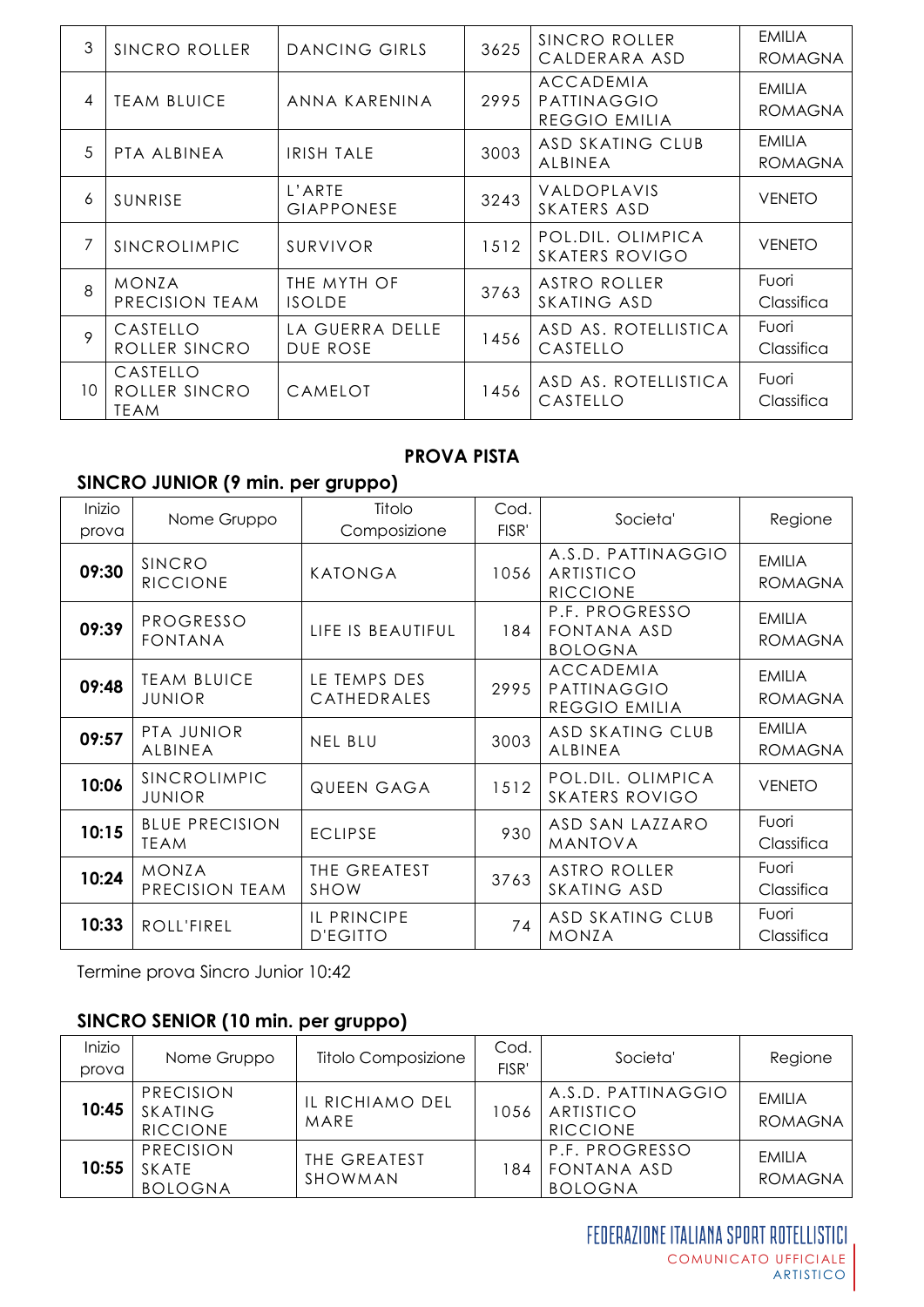| 3 | SINCRO ROLLER | DANCING GIRLS | 3625 | SINCRO ROLLER CALDERARA ASD | EMILIA ROMAGNA |
|---|---|---|---|---|---|
| 4 | TEAM BLUICE | ANNA KARENINA | 2995 | ACCADEMIA PATTINAGGIO REGGIO EMILIA | EMILIA ROMAGNA |
| 5 | PTA ALBINEA | IRISH TALE | 3003 | ASD SKATING CLUB ALBINEA | EMILIA ROMAGNA |
| 6 | SUNRISE | L'ARTE GIAPPONESE | 3243 | VALDOPLAVIS SKATERS ASD | VENETO |
| 7 | SINCROLIMPIC | SURVIVOR | 1512 | POL.DIL. OLIMPICA SKATERS ROVIGO | VENETO |
| 8 | MONZA PRECISION TEAM | THE MYTH OF ISOLDE | 3763 | ASTRO ROLLER SKATING ASD | Fuori Classifica |
| 9 | CASTELLO ROLLER SINCRO | LA GUERRA DELLE DUE ROSE | 1456 | ASD AS. ROTELLISTICA CASTELLO | Fuori Classifica |
| 10 | CASTELLO ROLLER SINCRO TEAM | CAMELOT | 1456 | ASD AS. ROTELLISTICA CASTELLO | Fuori Classifica |

## PROVA PISTA

### SINCRO JUNIOR (9 min. per gruppo)

| Inizio prova | Nome Gruppo | Titolo Composizione | Cod. FISR' | Societa' | Regione |
|---|---|---|---|---|---|
| **09:30** | SINCRO RICCIONE | KATONGA | 1056 | A.S.D. PATTINAGGIO ARTISTICO RICCIONE | EMILIA ROMAGNA |
| **09:39** | PROGRESSO FONTANA | LIFE IS BEAUTIFUL | 184 | P.F. PROGRESSO FONTANA ASD BOLOGNA | EMILIA ROMAGNA |
| **09:48** | TEAM BLUICE JUNIOR | LE TEMPS DES CATHEDRALES | 2995 | ACCADEMIA PATTINAGGIO REGGIO EMILIA | EMILIA ROMAGNA |
| **09:57** | PTA JUNIOR ALBINEA | NEL BLU | 3003 | ASD SKATING CLUB ALBINEA | EMILIA ROMAGNA |
| **10:06** | SINCROLIMPIC JUNIOR | QUEEN GAGA | 1512 | POL.DIL. OLIMPICA SKATERS ROVIGO | VENETO |
| **10:15** | BLUE PRECISION TEAM | ECLIPSE | 930 | ASD SAN LAZZARO MANTOVA | Fuori Classifica |
| **10:24** | MONZA PRECISION TEAM | THE GREATEST SHOW | 3763 | ASTRO ROLLER SKATING ASD | Fuori Classifica |
| **10:33** | ROLL'FIREL | IL PRINCIPE D'EGITTO | 74 | ASD SKATING CLUB MONZA | Fuori Classifica |

Termine prova Sincro Junior 10:42

### SINCRO SENIOR (10 min. per gruppo)

| Inizio prova | Nome Gruppo | Titolo Composizione | Cod. FISR' | Societa' | Regione |
|---|---|---|---|---|---|
| **10:45** | PRECISION SKATING RICCIONE | IL RICHIAMO DEL MARE | 1056 | A.S.D. PATTINAGGIO ARTISTICO RICCIONE | EMILIA ROMAGNA |
| **10:55** | PRECISION SKATE BOLOGNA | THE GREATEST SHOWMAN | 184 | P.F. PROGRESSO FONTANA ASD BOLOGNA | EMILIA ROMAGNA |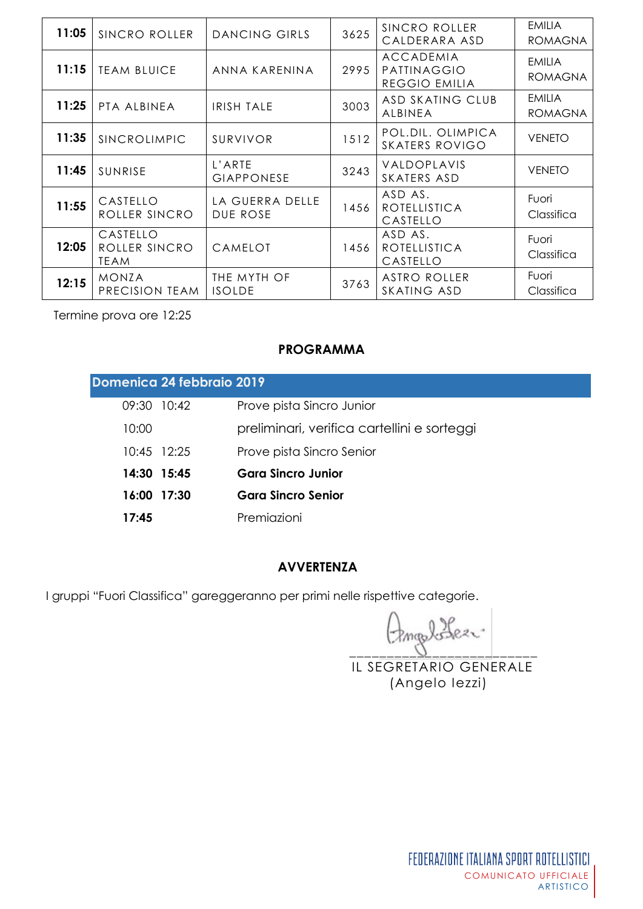| | | | | | |
|---|---|---|---|---|---|
| **11:05** | SINCRO ROLLER | DANCING GIRLS | 3625 | SINCRO ROLLER CALDERARA ASD | EMILIA ROMAGNA |
| **11:15** | TEAM BLUICE | ANNA KARENINA | 2995 | ACCADEMIA PATTINAGGIO REGGIO EMILIA | EMILIA ROMAGNA |
| **11:25** | PTA ALBINEA | IRISH TALE | 3003 | ASD SKATING CLUB ALBINEA | EMILIA ROMAGNA |
| **11:35** | SINCROLIMPIC | SURVIVOR | 1512 | POL.DIL. OLIMPICA SKATERS ROVIGO | VENETO |
| **11:45** | SUNRISE | L'ARTE GIAPPONESE | 3243 | VALDOPLAVIS SKATERS ASD | VENETO |
| **11:55** | CASTELLO ROLLER SINCRO | LA GUERRA DELLE DUE ROSE | 1456 | ASD AS. ROTELLISTICA CASTELLO | Fuori Classifica |
| **12:05** | CASTELLO ROLLER SINCRO TEAM | CAMELOT | 1456 | ASD AS. ROTELLISTICA CASTELLO | Fuori Classifica |
| **12:15** | MONZA PRECISION TEAM | THE MYTH OF ISOLDE | 3763 | ASTRO ROLLER SKATING ASD | Fuori Classifica |

Termine prova ore 12:25

## PROGRAMMA

| Domenica 24 febbraio 2019 | |
|---|---|
| 09:30 10:42 | Prove pista Sincro Junior |
| 10:00 | preliminari, verifica cartellini e sorteggi |
| 10:45 12:25 | Prove pista Sincro Senior |
| **14:30 15:45** | **Gara Sincro Junior** |
| **16:00 17:30** | **Gara Sincro Senior** |
| **17:45** | Premiazioni |

## AVVERTENZA

I gruppi "Fuori Classifica" gareggeranno per primi nelle rispettive categorie.

IL SEGRETARIO GENERALE
(Angelo Iezzi)